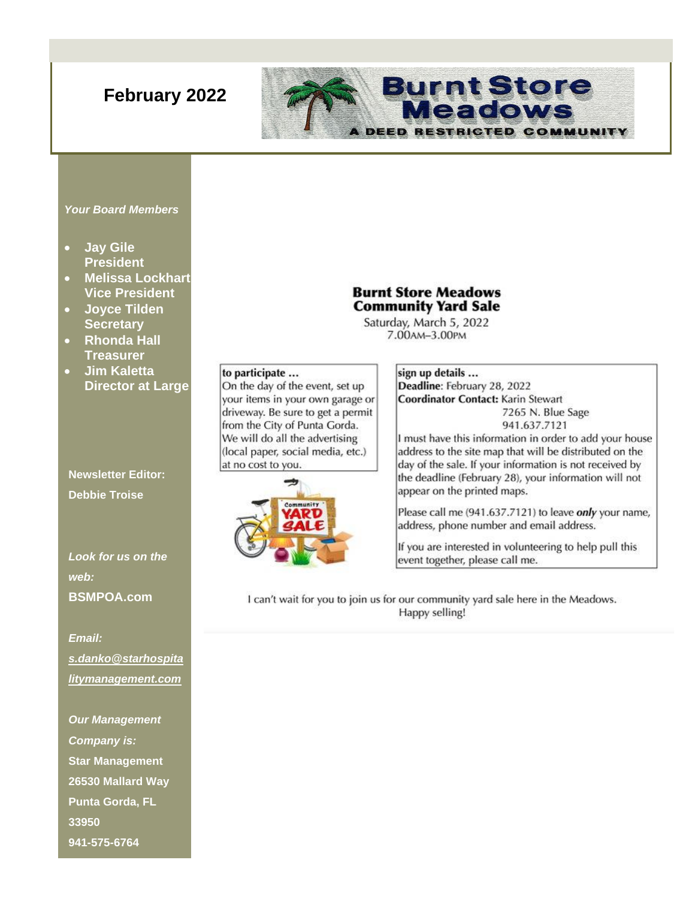# February 2022

**Burnt Store Meadows**

**A DEED RESTRICTED COMMUNITY**

*Your Board Members*

- **Jay Gile**
  **President**
- **Melissa Lockhart**
  **Vice President**
- **Joyce Tilden**
  **Secretary**
- **Rhonda Hall**
  **Treasurer**
- **Jim Kaletta**
  **Director at Large**

**Newsletter Editor:**

**Debbie Troise**

***Look for us on the web:***

**BSMPOA.com**

***Email:***

***s.danko@starhospitalitymanagement.com***

***Our Management Company is:***

**Star Management**
**26530 Mallard Way**
**Punta Gorda, FL**
**33950**
**941-575-6764**

## Burnt Store Meadows Community Yard Sale

Saturday, March 5, 2022
7.00AM–3.00PM

**to participate ...**
On the day of the event, set up your items in your own garage or driveway. Be sure to get a permit from the City of Punta Gorda. We will do all the advertising (local paper, social media, etc.) at no cost to you.

**sign up details ...**
**Deadline**: February 28, 2022
**Coordinator Contact:** Karin Stewart
7265 N. Blue Sage
941.637.7121

I must have this information in order to add your house address to the site map that will be distributed on the day of the sale. If your information is not received by the deadline (February 28), your information will not appear on the printed maps.

Please call me (941.637.7121) to leave ***only*** your name, address, phone number and email address.

If you are interested in volunteering to help pull this event together, please call me.

I can't wait for you to join us for our community yard sale here in the Meadows.
Happy selling!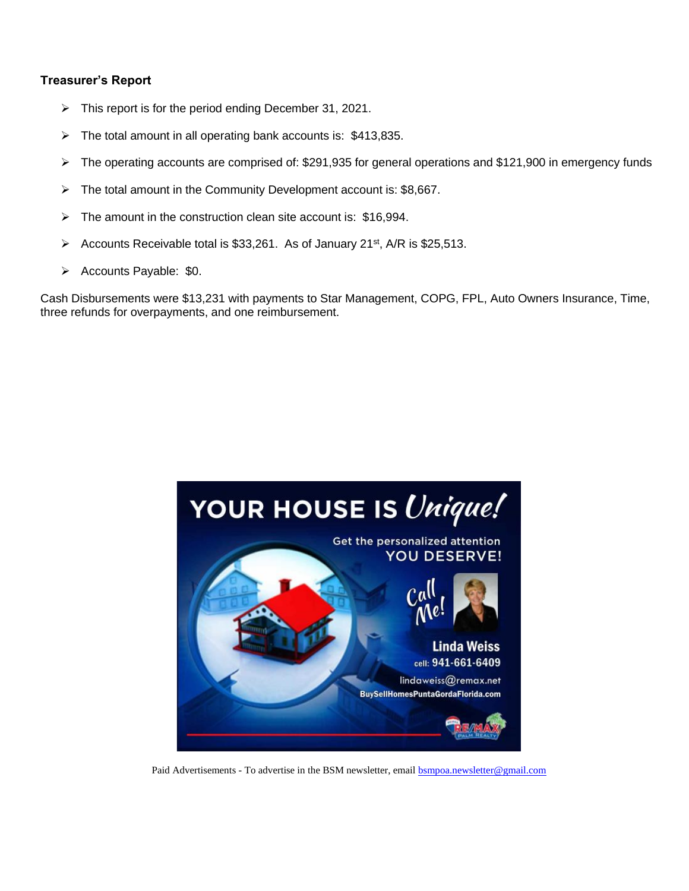### Treasurer's Report

- This report is for the period ending December 31, 2021.
- The total amount in all operating bank accounts is: $413,835.
- The operating accounts are comprised of: $291,935 for general operations and $121,900 in emergency funds
- The total amount in the Community Development account is: $8,667.
- The amount in the construction clean site account is: $16,994.
- Accounts Receivable total is $33,261. As of January 21st, A/R is $25,513.
- Accounts Payable: $0.

Cash Disbursements were $13,231 with payments to Star Management, COPG, FPL, Auto Owners Insurance, Time, three refunds for overpayments, and one reimbursement.

YOUR HOUSE IS *Unique!*

Get the personalized attention YOU DESERVE!

Call Me!

**Linda Weiss**
cell: 941-661-6409
lindaweiss@remax.net
BuySellHomesPuntaGordaFlorida.com

RE/MAX Palm Realty

Paid Advertisements - To advertise in the BSM newsletter, email bsmpoa.newsletter@gmail.com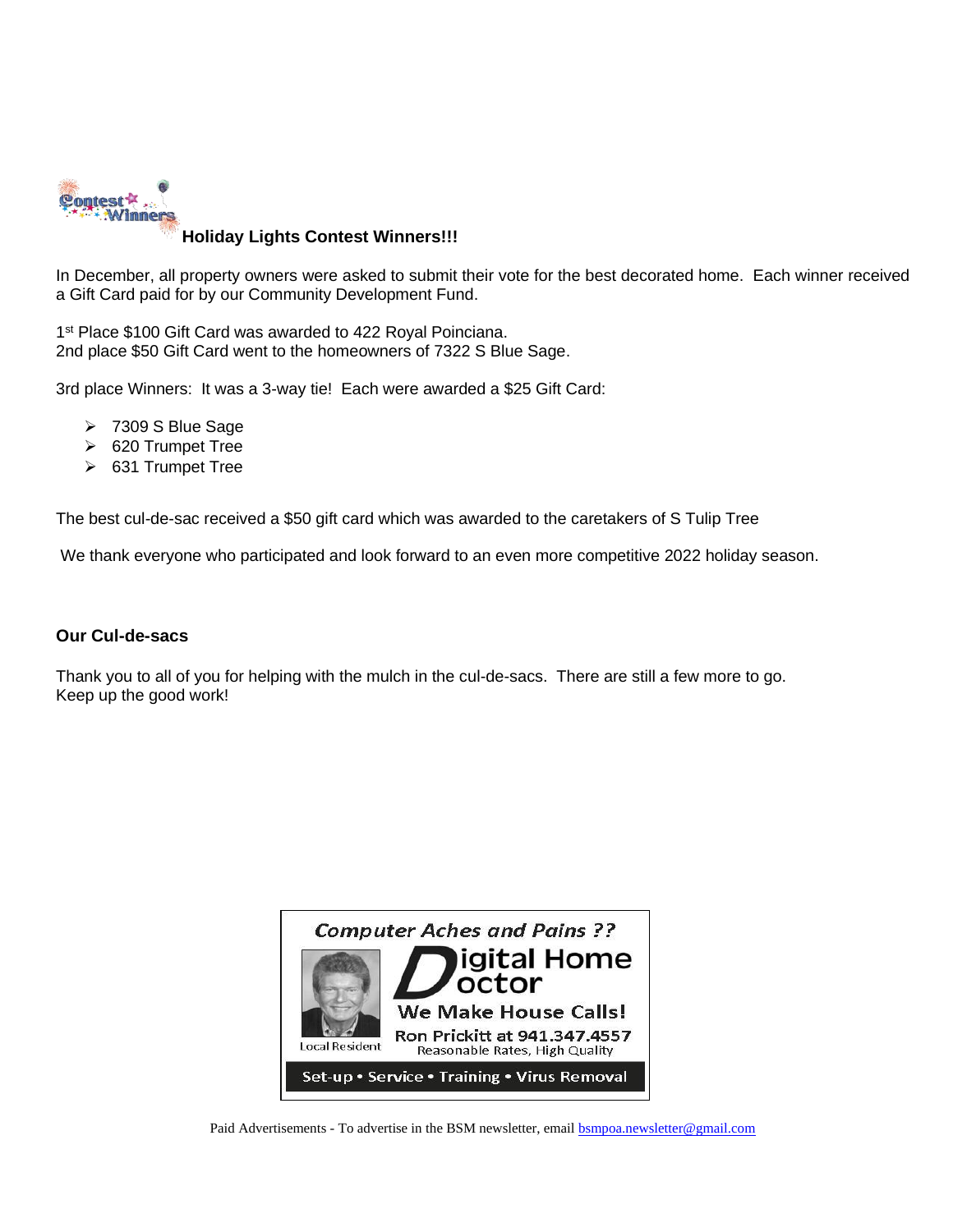## Holiday Lights Contest Winners!!!

In December, all property owners were asked to submit their vote for the best decorated home. Each winner received a Gift Card paid for by our Community Development Fund.

1st Place $100 Gift Card was awarded to 422 Royal Poinciana.
2nd place $50 Gift Card went to the homeowners of 7322 S Blue Sage.

3rd place Winners: It was a 3-way tie! Each were awarded a $25 Gift Card:

- 7309 S Blue Sage
- 620 Trumpet Tree
- 631 Trumpet Tree

The best cul-de-sac received a $50 gift card which was awarded to the caretakers of S Tulip Tree

We thank everyone who participated and look forward to an even more competitive 2022 holiday season.

## Our Cul-de-sacs

Thank you to all of you for helping with the mulch in the cul-de-sacs. There are still a few more to go.
Keep up the good work!

Computer Aches and Pains ??
Digital Home Doctor
We Make House Calls!
Ron Prickitt at 941.347.4557
Reasonable Rates, High Quality
Local Resident
Set-up • Service • Training • Virus Removal

Paid Advertisements - To advertise in the BSM newsletter, email bsmpoa.newsletter@gmail.com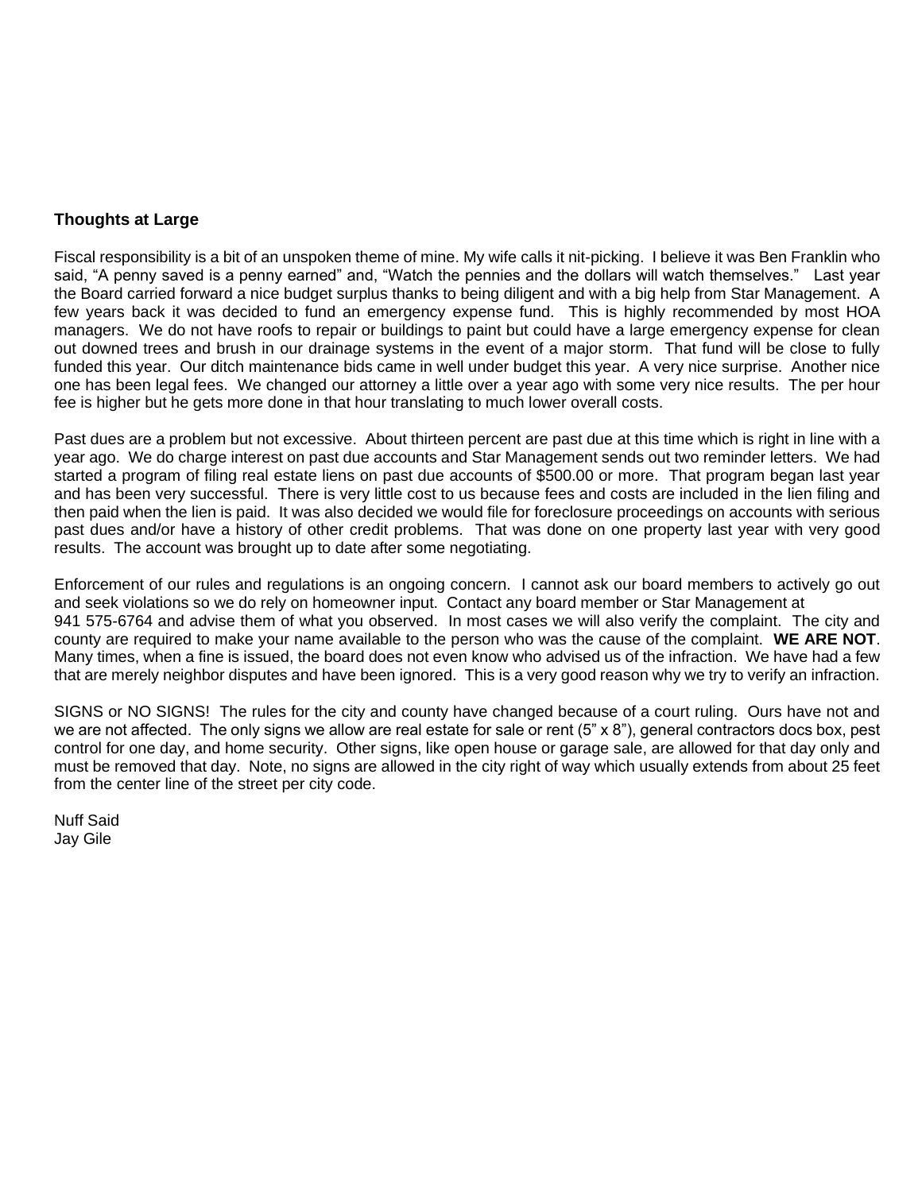**Thoughts at Large**

Fiscal responsibility is a bit of an unspoken theme of mine. My wife calls it nit-picking. I believe it was Ben Franklin who said, "A penny saved is a penny earned" and, "Watch the pennies and the dollars will watch themselves." Last year the Board carried forward a nice budget surplus thanks to being diligent and with a big help from Star Management. A few years back it was decided to fund an emergency expense fund. This is highly recommended by most HOA managers. We do not have roofs to repair or buildings to paint but could have a large emergency expense for clean out downed trees and brush in our drainage systems in the event of a major storm. That fund will be close to fully funded this year. Our ditch maintenance bids came in well under budget this year. A very nice surprise. Another nice one has been legal fees. We changed our attorney a little over a year ago with some very nice results. The per hour fee is higher but he gets more done in that hour translating to much lower overall costs.

Past dues are a problem but not excessive. About thirteen percent are past due at this time which is right in line with a year ago. We do charge interest on past due accounts and Star Management sends out two reminder letters. We had started a program of filing real estate liens on past due accounts of $500.00 or more. That program began last year and has been very successful. There is very little cost to us because fees and costs are included in the lien filing and then paid when the lien is paid. It was also decided we would file for foreclosure proceedings on accounts with serious past dues and/or have a history of other credit problems. That was done on one property last year with very good results. The account was brought up to date after some negotiating.

Enforcement of our rules and regulations is an ongoing concern. I cannot ask our board members to actively go out and seek violations so we do rely on homeowner input. Contact any board member or Star Management at 941 575-6764 and advise them of what you observed. In most cases we will also verify the complaint. The city and county are required to make your name available to the person who was the cause of the complaint. **WE ARE NOT**. Many times, when a fine is issued, the board does not even know who advised us of the infraction. We have had a few that are merely neighbor disputes and have been ignored. This is a very good reason why we try to verify an infraction.

SIGNS or NO SIGNS! The rules for the city and county have changed because of a court ruling. Ours have not and we are not affected. The only signs we allow are real estate for sale or rent (5" x 8"), general contractors docs box, pest control for one day, and home security. Other signs, like open house or garage sale, are allowed for that day only and must be removed that day. Note, no signs are allowed in the city right of way which usually extends from about 25 feet from the center line of the street per city code.

Nuff Said
Jay Gile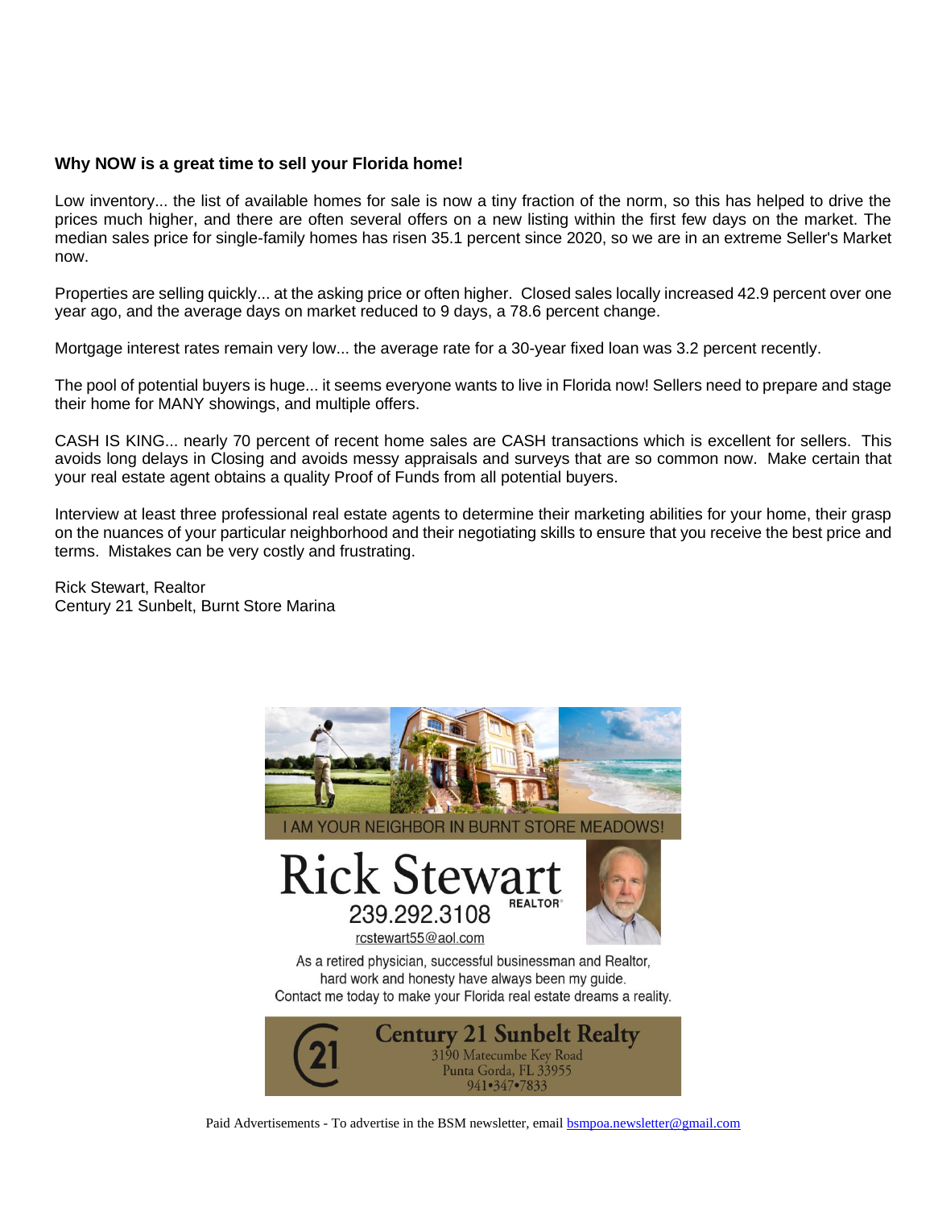**Why NOW is a great time to sell your Florida home!**

Low inventory... the list of available homes for sale is now a tiny fraction of the norm, so this has helped to drive the prices much higher, and there are often several offers on a new listing within the first few days on the market. The median sales price for single-family homes has risen 35.1 percent since 2020, so we are in an extreme Seller's Market now.

Properties are selling quickly... at the asking price or often higher. Closed sales locally increased 42.9 percent over one year ago, and the average days on market reduced to 9 days, a 78.6 percent change.

Mortgage interest rates remain very low... the average rate for a 30-year fixed loan was 3.2 percent recently.

The pool of potential buyers is huge... it seems everyone wants to live in Florida now! Sellers need to prepare and stage their home for MANY showings, and multiple offers.

CASH IS KING... nearly 70 percent of recent home sales are CASH transactions which is excellent for sellers. This avoids long delays in Closing and avoids messy appraisals and surveys that are so common now. Make certain that your real estate agent obtains a quality Proof of Funds from all potential buyers.

Interview at least three professional real estate agents to determine their marketing abilities for your home, their grasp on the nuances of your particular neighborhood and their negotiating skills to ensure that you receive the best price and terms. Mistakes can be very costly and frustrating.

Rick Stewart, Realtor
Century 21 Sunbelt, Burnt Store Marina

I AM YOUR NEIGHBOR IN BURNT STORE MEADOWS!

Rick Stewart
REALTOR®
239.292.3108
rcstewart55@aol.com

As a retired physician, successful businessman and Realtor, hard work and honesty have always been my guide. Contact me today to make your Florida real estate dreams a reality.

Century 21 Sunbelt Realty
3190 Matecumbe Key Road
Punta Gorda, FL 33955
941•347•7833

Paid Advertisements - To advertise in the BSM newsletter, email bsmpoa.newsletter@gmail.com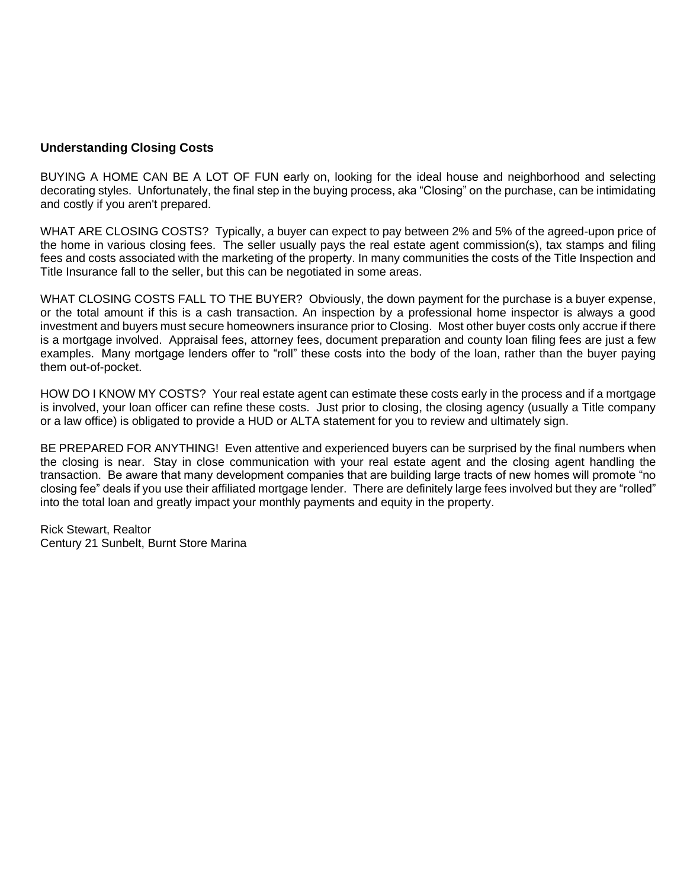**Understanding Closing Costs**

BUYING A HOME CAN BE A LOT OF FUN early on, looking for the ideal house and neighborhood and selecting decorating styles. Unfortunately, the final step in the buying process, aka "Closing" on the purchase, can be intimidating and costly if you aren't prepared.

WHAT ARE CLOSING COSTS? Typically, a buyer can expect to pay between 2% and 5% of the agreed-upon price of the home in various closing fees. The seller usually pays the real estate agent commission(s), tax stamps and filing fees and costs associated with the marketing of the property. In many communities the costs of the Title Inspection and Title Insurance fall to the seller, but this can be negotiated in some areas.

WHAT CLOSING COSTS FALL TO THE BUYER? Obviously, the down payment for the purchase is a buyer expense, or the total amount if this is a cash transaction. An inspection by a professional home inspector is always a good investment and buyers must secure homeowners insurance prior to Closing. Most other buyer costs only accrue if there is a mortgage involved. Appraisal fees, attorney fees, document preparation and county loan filing fees are just a few examples. Many mortgage lenders offer to "roll" these costs into the body of the loan, rather than the buyer paying them out-of-pocket.

HOW DO I KNOW MY COSTS? Your real estate agent can estimate these costs early in the process and if a mortgage is involved, your loan officer can refine these costs. Just prior to closing, the closing agency (usually a Title company or a law office) is obligated to provide a HUD or ALTA statement for you to review and ultimately sign.

BE PREPARED FOR ANYTHING! Even attentive and experienced buyers can be surprised by the final numbers when the closing is near. Stay in close communication with your real estate agent and the closing agent handling the transaction. Be aware that many development companies that are building large tracts of new homes will promote "no closing fee" deals if you use their affiliated mortgage lender. There are definitely large fees involved but they are "rolled" into the total loan and greatly impact your monthly payments and equity in the property.

Rick Stewart, Realtor
Century 21 Sunbelt, Burnt Store Marina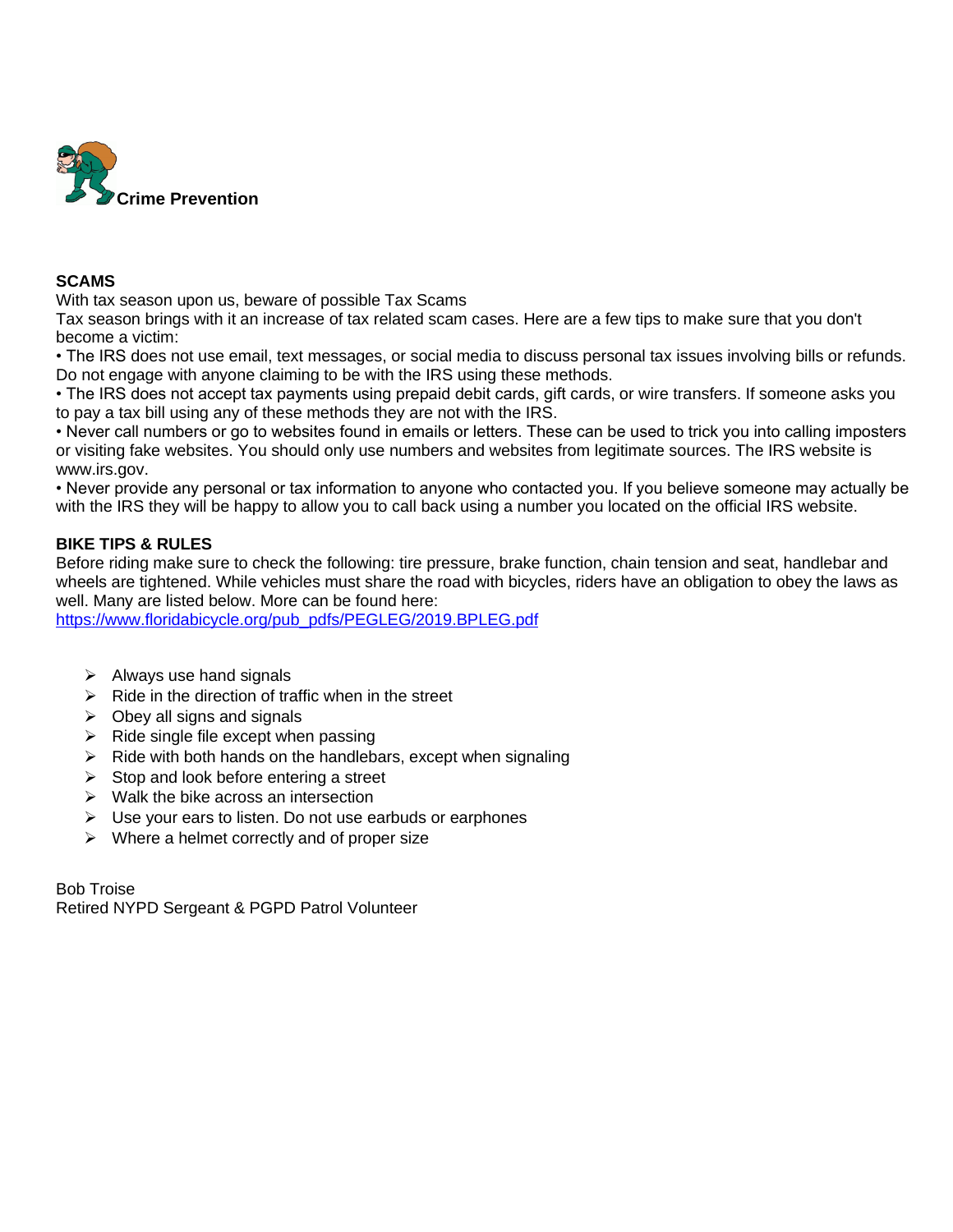## Crime Prevention

**SCAMS**

With tax season upon us, beware of possible Tax Scams

Tax season brings with it an increase of tax related scam cases. Here are a few tips to make sure that you don't become a victim:

• The IRS does not use email, text messages, or social media to discuss personal tax issues involving bills or refunds. Do not engage with anyone claiming to be with the IRS using these methods.

• The IRS does not accept tax payments using prepaid debit cards, gift cards, or wire transfers. If someone asks you to pay a tax bill using any of these methods they are not with the IRS.

• Never call numbers or go to websites found in emails or letters. These can be used to trick you into calling imposters or visiting fake websites. You should only use numbers and websites from legitimate sources. The IRS website is www.irs.gov.

• Never provide any personal or tax information to anyone who contacted you. If you believe someone may actually be with the IRS they will be happy to allow you to call back using a number you located on the official IRS website.

**BIKE TIPS & RULES**

Before riding make sure to check the following: tire pressure, brake function, chain tension and seat, handlebar and wheels are tightened. While vehicles must share the road with bicycles, riders have an obligation to obey the laws as well. Many are listed below. More can be found here:
https://www.floridabicycle.org/pub_pdfs/PEGLEG/2019.BPLEG.pdf

- Always use hand signals
- Ride in the direction of traffic when in the street
- Obey all signs and signals
- Ride single file except when passing
- Ride with both hands on the handlebars, except when signaling
- Stop and look before entering a street
- Walk the bike across an intersection
- Use your ears to listen. Do not use earbuds or earphones
- Where a helmet correctly and of proper size

Bob Troise
Retired NYPD Sergeant & PGPD Patrol Volunteer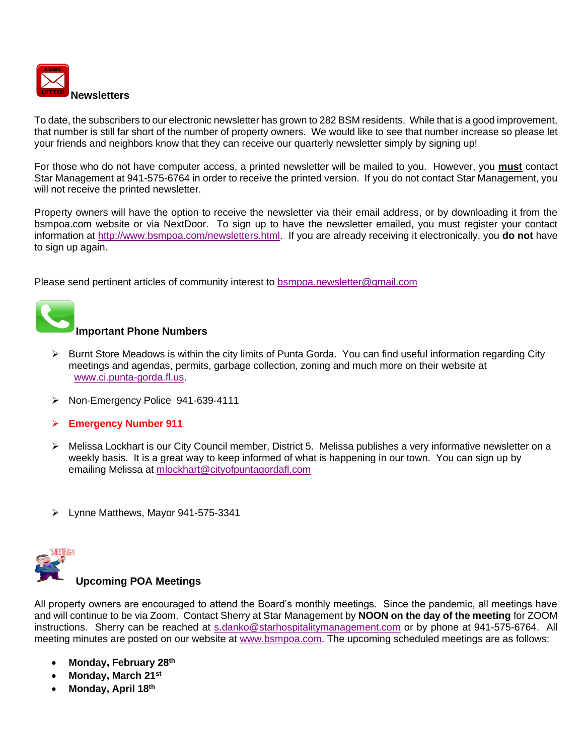## Newsletters

To date, the subscribers to our electronic newsletter has grown to 282 BSM residents. While that is a good improvement, that number is still far short of the number of property owners. We would like to see that number increase so please let your friends and neighbors know that they can receive our quarterly newsletter simply by signing up!

For those who do not have computer access, a printed newsletter will be mailed to you. However, you **must** contact Star Management at 941-575-6764 in order to receive the printed version. If you do not contact Star Management, you will not receive the printed newsletter.

Property owners will have the option to receive the newsletter via their email address, or by downloading it from the bsmpoa.com website or via NextDoor. To sign up to have the newsletter emailed, you must register your contact information at http://www.bsmpoa.com/newsletters.html. If you are already receiving it electronically, you **do not** have to sign up again.

Please send pertinent articles of community interest to bsmpoa.newsletter@gmail.com

## Important Phone Numbers

- Burnt Store Meadows is within the city limits of Punta Gorda. You can find useful information regarding City meetings and agendas, permits, garbage collection, zoning and much more on their website at www.ci.punta-gorda.fl.us.
- Non-Emergency Police 941-639-4111
- **Emergency Number 911**
- Melissa Lockhart is our City Council member, District 5. Melissa publishes a very informative newsletter on a weekly basis. It is a great way to keep informed of what is happening in our town. You can sign up by emailing Melissa at mlockhart@cityofpuntagordafl.com
- Lynne Matthews, Mayor 941-575-3341

## Upcoming POA Meetings

All property owners are encouraged to attend the Board's monthly meetings. Since the pandemic, all meetings have and will continue to be via Zoom. Contact Sherry at Star Management by **NOON on the day of the meeting** for ZOOM instructions. Sherry can be reached at s.danko@starhospitalitymanagement.com or by phone at 941-575-6764. All meeting minutes are posted on our website at www.bsmpoa.com. The upcoming scheduled meetings are as follows:

- **Monday, February 28th**
- **Monday, March 21st**
- **Monday, April 18th**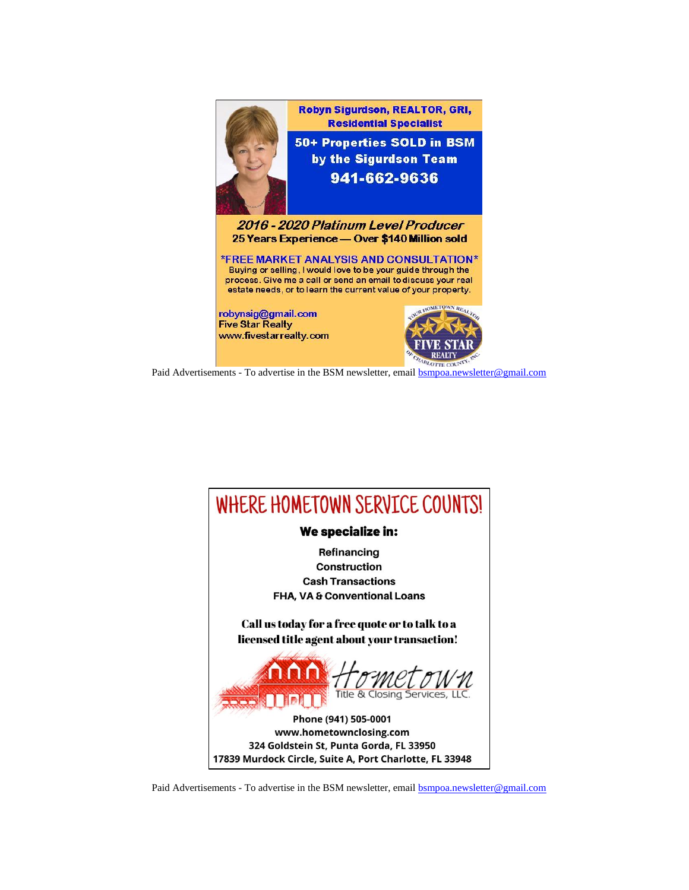**Robyn Sigurdson, REALTOR, GRI, Residential Specialist**

**50+ Properties SOLD in BSM by the Sigurdson Team**

**941-662-9636**

***2016 - 2020 Platinum Level Producer***

**25 Years Experience — Over $140 Million sold**

*FREE MARKET ANALYSIS AND CONSULTATION*

Buying or selling, I would love to be your guide through the process. Give me a call or send an email to discuss your real estate needs, or to learn the current value of your property.

robynsig@gmail.com
Five Star Realty
www.fivestarrealty.com

YOUR HOMETOWN REALTOR
FIVE STAR REALTY
OF CHARLOTTE COUNTY, INC.

Paid Advertisements - To advertise in the BSM newsletter, email bsmpoa.newsletter@gmail.com

# WHERE HOMETOWN SERVICE COUNTS!

**We specialize in:**

**Refinancing**
**Construction**
**Cash Transactions**
**FHA, VA & Conventional Loans**

**Call us today for a free quote or to talk to a licensed title agent about your transaction!**

Hometown
Title & Closing Services, LLC.

**Phone (941) 505-0001**
**www.hometownclosing.com**
**324 Goldstein St, Punta Gorda, FL 33950**
**17839 Murdock Circle, Suite A, Port Charlotte, FL 33948**

Paid Advertisements - To advertise in the BSM newsletter, email bsmpoa.newsletter@gmail.com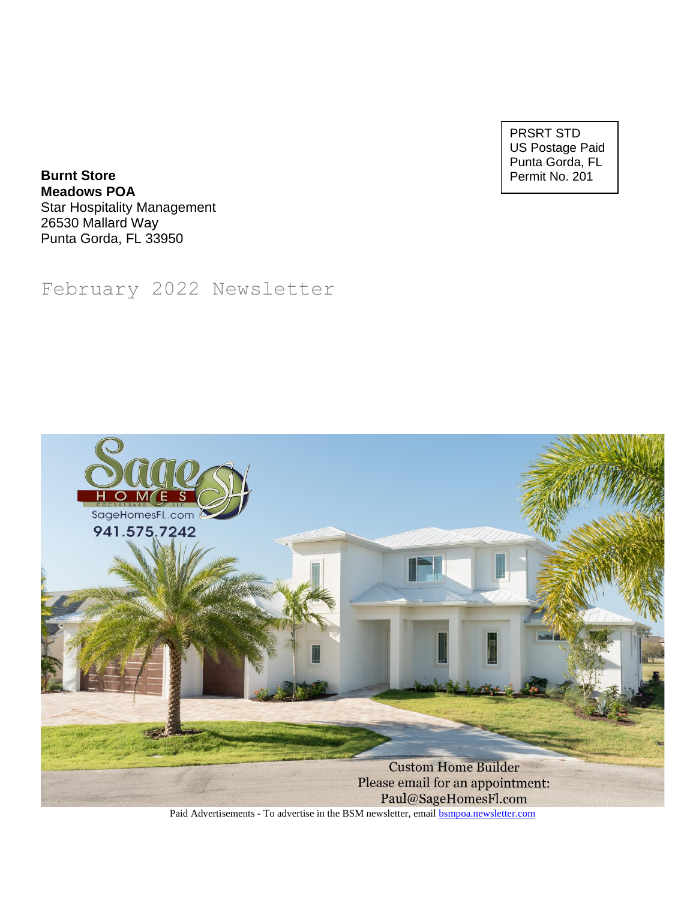PRSRT STD
US Postage Paid
Punta Gorda, FL
Permit No. 201

**Burnt Store Meadows POA**
Star Hospitality Management
26530 Mallard Way
Punta Gorda, FL 33950

# February 2022 Newsletter

Sage Homes
CGC1513645 LLC
SageHomesFL.com
941.575.7242

Custom Home Builder
Please email for an appointment:
Paul@SageHomesFl.com

Paid Advertisements - To advertise in the BSM newsletter, email bsmpoa.newsletter.com